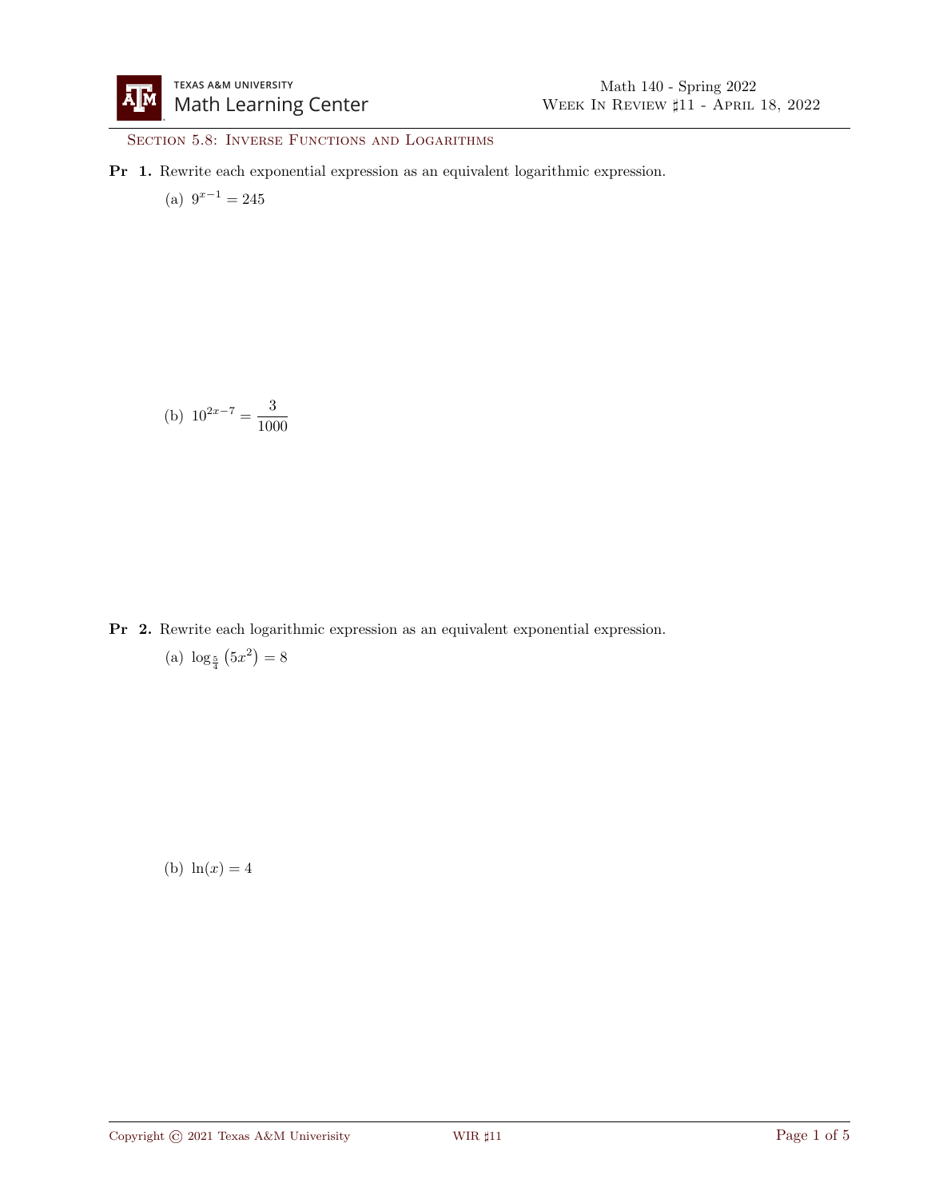## Section 5.8: Inverse Functions and Logarithms

**Pr 1.** Rewrite each exponential expression as an equivalent logarithmic expression.

(a) $9^{x-1} = 245$

(b) $10^{2x-7} = \dfrac{3}{1000}$

**Pr 2.** Rewrite each logarithmic expression as an equivalent exponential expression.

(a) $\log_{\frac{5}{4}}\left(5x^2\right) = 8$

(b) $\ln(x) = 4$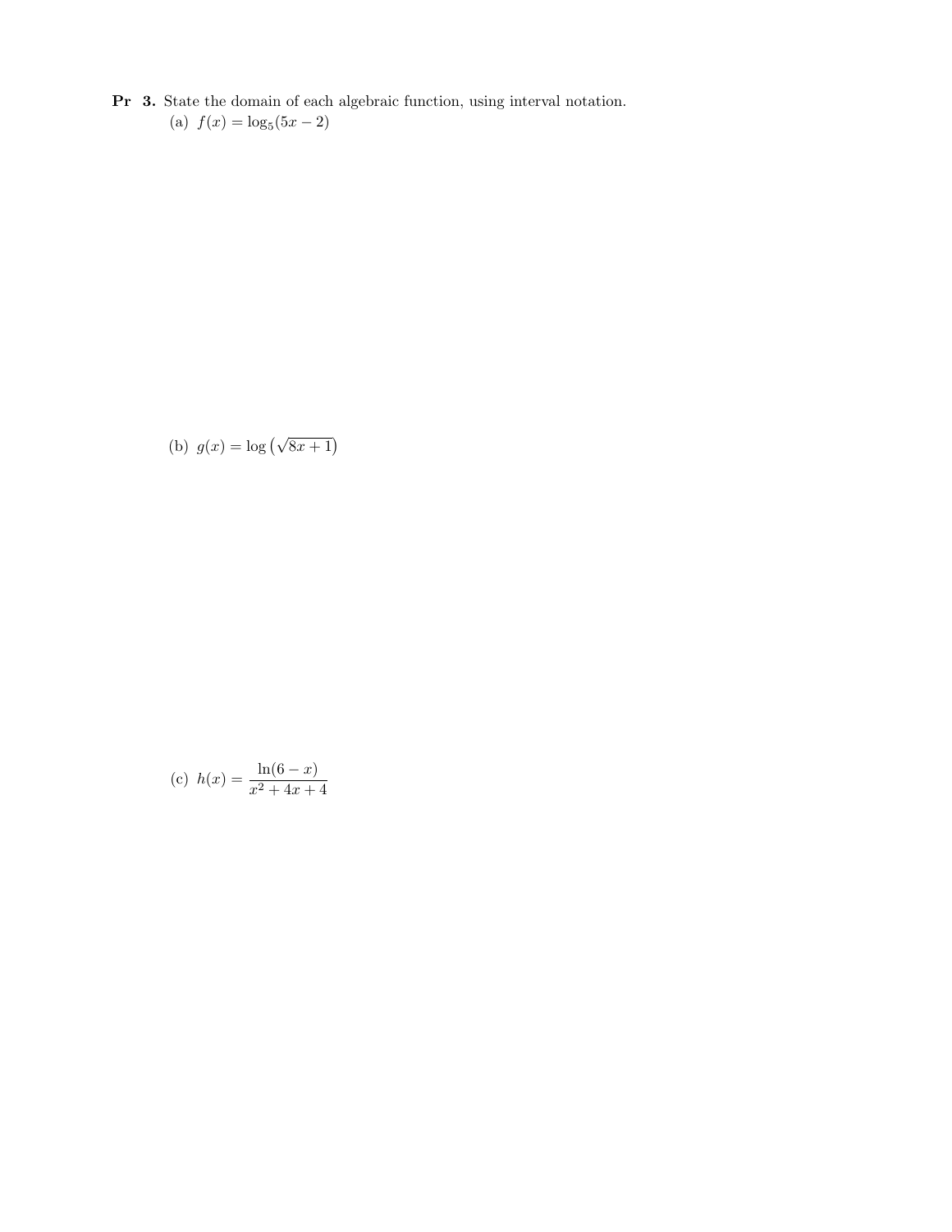**Pr 3.** State the domain of each algebraic function, using interval notation.

(a) $f(x) = \log_5(5x - 2)$

(b) $g(x) = \log\left(\sqrt{8x + 1}\right)$

(c) $h(x) = \dfrac{\ln(6 - x)}{x^2 + 4x + 4}$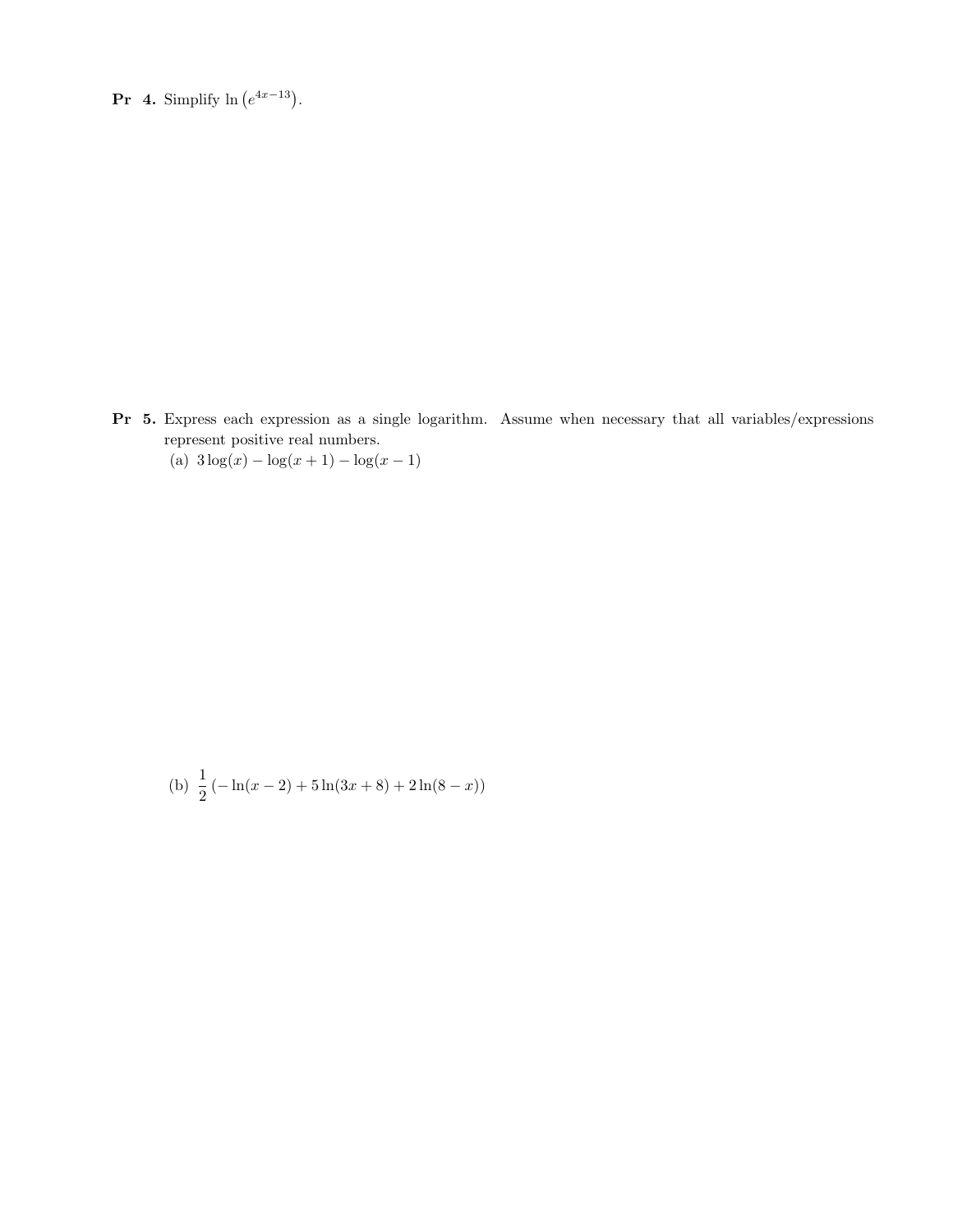**Pr 4.** Simplify $\ln\left(e^{4x-13}\right)$.

**Pr 5.** Express each expression as a single logarithm. Assume when necessary that all variables/expressions represent positive real numbers.

(a) $3\log(x) - \log(x+1) - \log(x-1)$

(b) $\dfrac{1}{2}\left(-\ln(x-2) + 5\ln(3x+8) + 2\ln(8-x)\right)$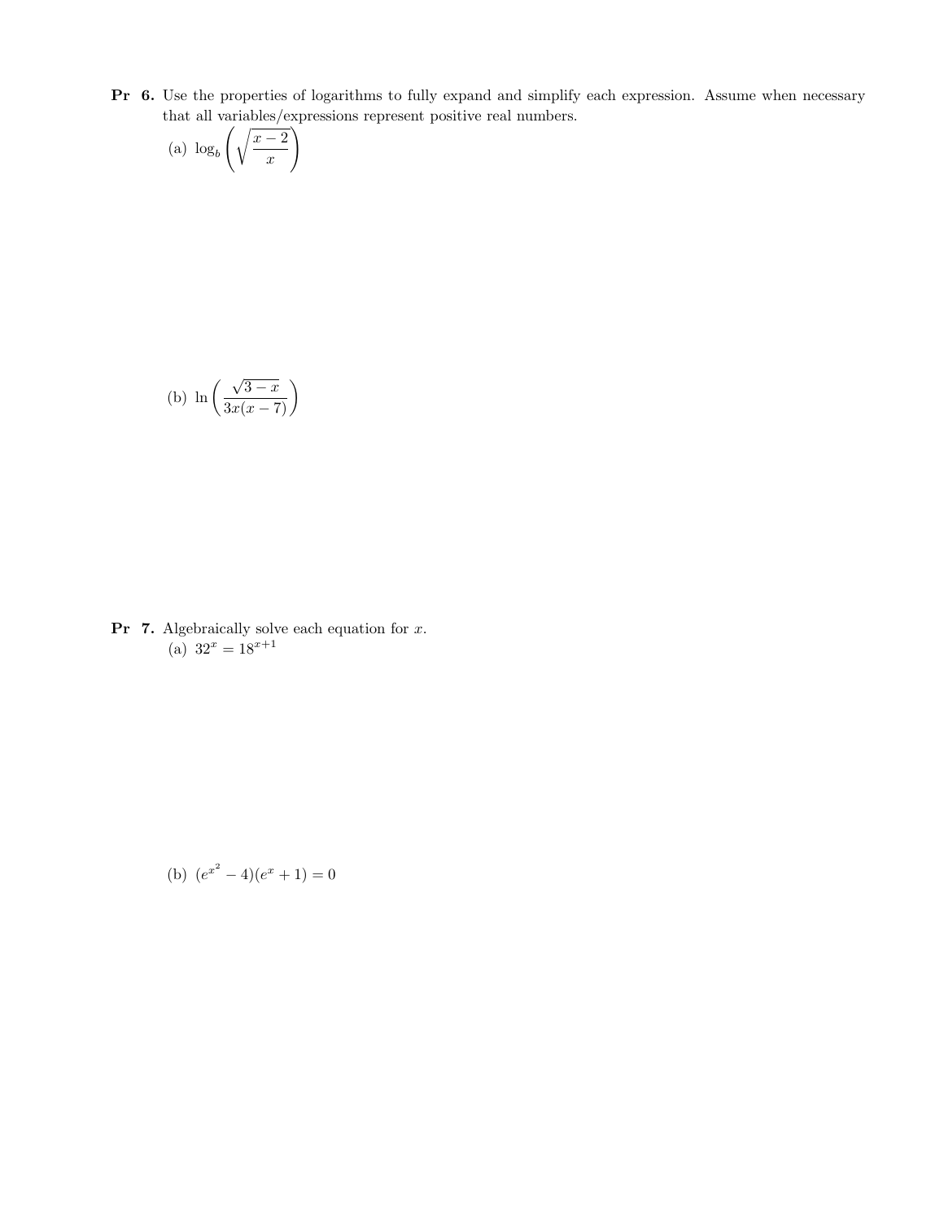**Pr 6.** Use the properties of logarithms to fully expand and simplify each expression. Assume when necessary that all variables/expressions represent positive real numbers.

(a) $\log_b \left( \sqrt{\dfrac{x-2}{x}} \right)$

(b) $\ln \left( \dfrac{\sqrt{3-x}}{3x(x-7)} \right)$

**Pr 7.** Algebraically solve each equation for $x$.

(a) $32^x = 18^{x+1}$

(b) $(e^{x^2} - 4)(e^x + 1) = 0$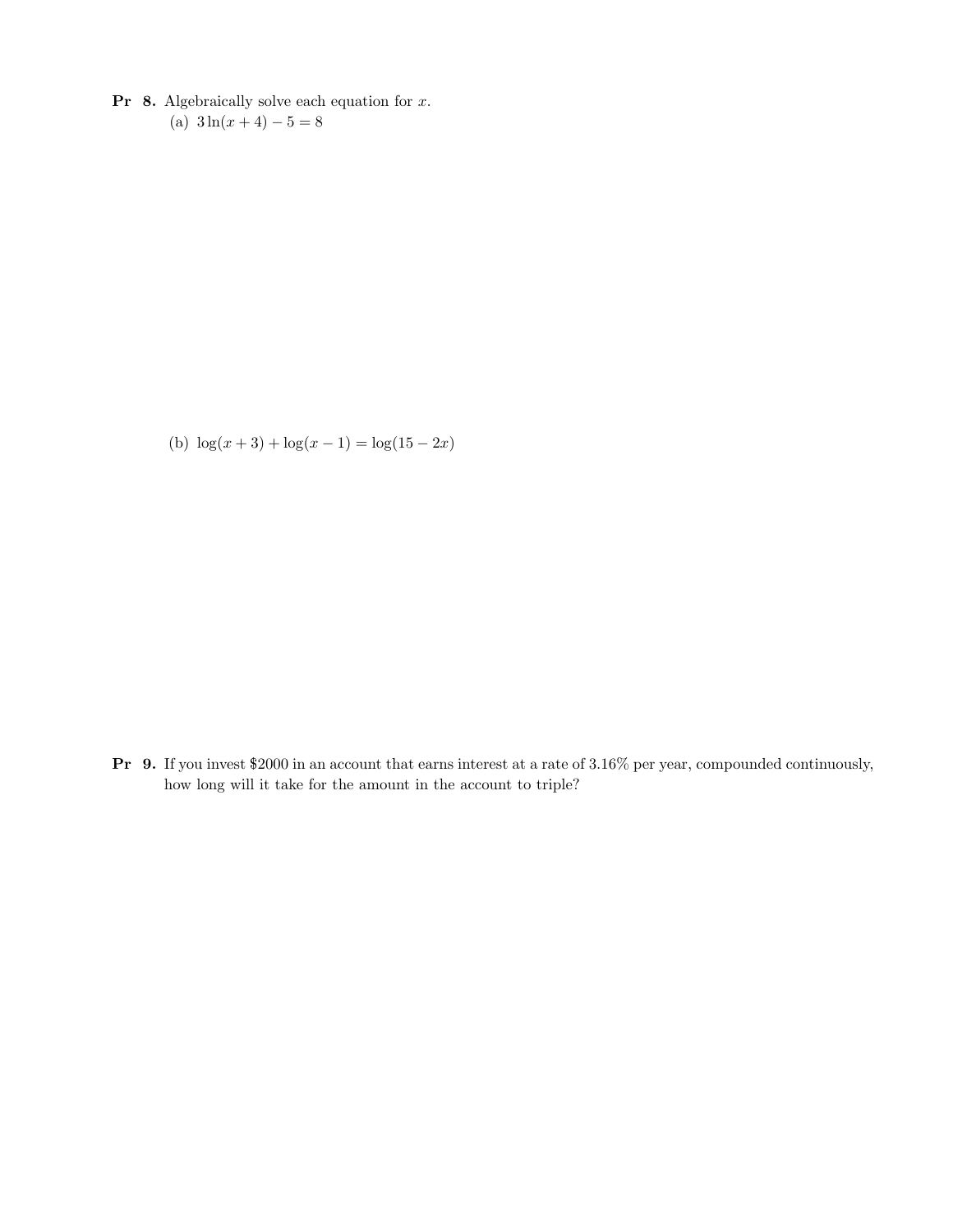**Pr 8.** Algebraically solve each equation for $x$.

(a) $3\ln(x+4) - 5 = 8$

(b) $\log(x+3) + \log(x-1) = \log(15-2x)$

**Pr 9.** If you invest \$2000 in an account that earns interest at a rate of 3.16% per year, compounded continuously, how long will it take for the amount in the account to triple?